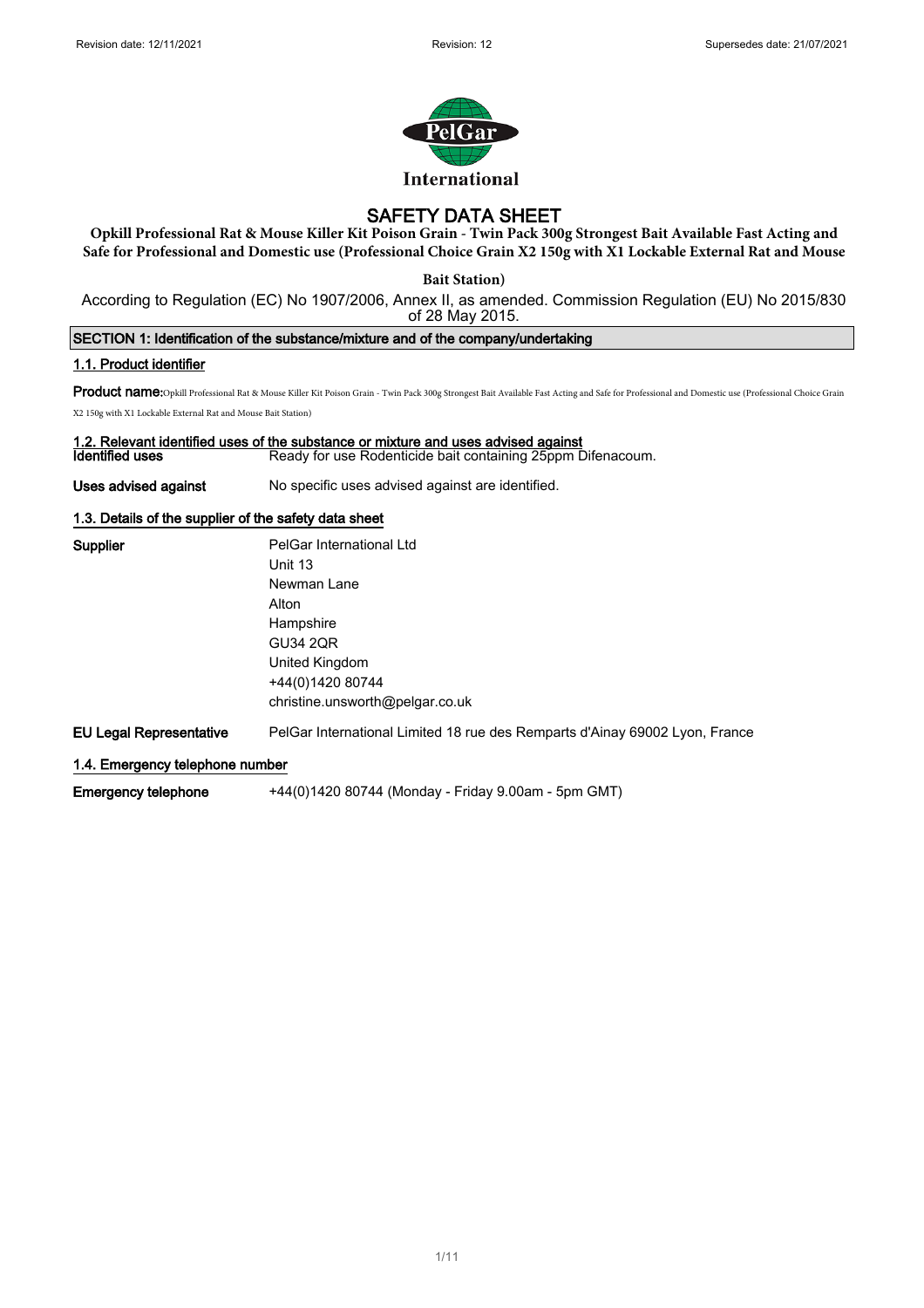# SAFETY DATA SHEET

**Opkill Professional Rat & Mouse Killer Kit Poison Grain - Twin Pack 300g Strongest Bait Available Fast Acting and Safe for Professional and Domestic use (Professional Choice Grain X2 150g with X1 Lockable External Rat and Mouse Bait Station)**

According to Regulation (EC) No 1907/2006, Annex II, as amended. Commission Regulation (EU) No 2015/830 of 28 May 2015.

## SECTION 1: Identification of the substance/mixture and of the company/undertaking

### 1.1. Product identifier

**Product name:** Opkill Professional Rat & Mouse Killer Kit Poison Grain - Twin Pack 300g Strongest Bait Available Fast Acting and Safe for Professional and Domestic use (Professional Choice Grain X2 150g with X1 Lockable External Rat and Mouse Bait Station)

### 1.2. Relevant identified uses of the substance or mixture and uses advised against

**Identified uses** Ready for use Rodenticide bait containing 25ppm Difenacoum.

**Uses advised against** No specific uses advised against are identified.

### 1.3. Details of the supplier of the safety data sheet

**Supplier**
PelGar International Ltd
Unit 13
Newman Lane
Alton
Hampshire
GU34 2QR
United Kingdom
+44(0)1420 80744
christine.unsworth@pelgar.co.uk

**EU Legal Representative** PelGar International Limited 18 rue des Remparts d'Ainay 69002 Lyon, France

### 1.4. Emergency telephone number

**Emergency telephone** +44(0)1420 80744 (Monday - Friday 9.00am - 5pm GMT)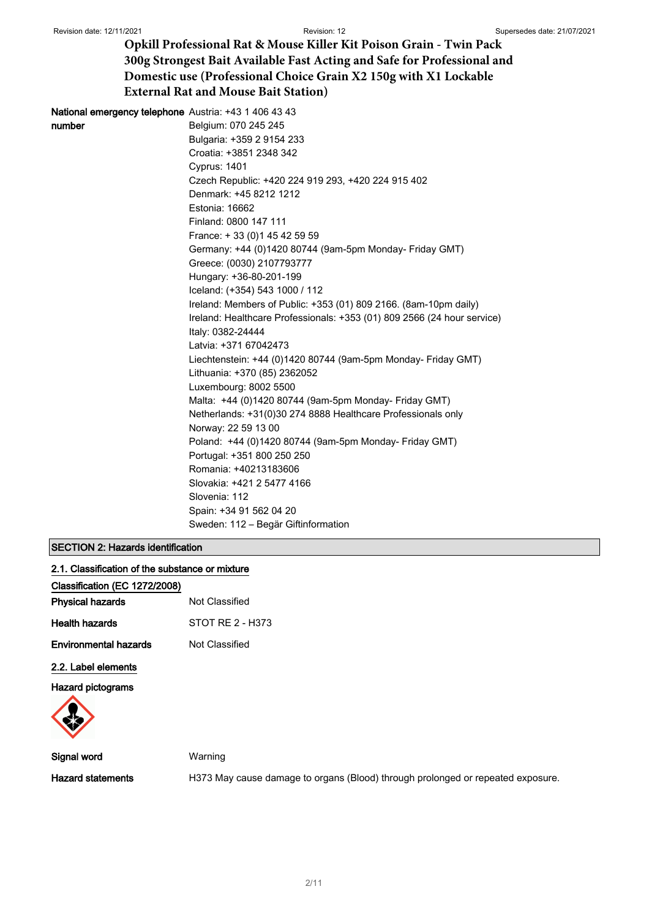| | |
|---|---|
| **National emergency telephone number** | Austria: +43 1 406 43 43<br>Belgium: 070 245 245<br>Bulgaria: +359 2 9154 233<br>Croatia: +3851 2348 342<br>Cyprus: 1401<br>Czech Republic: +420 224 919 293, +420 224 915 402<br>Denmark: +45 8212 1212<br>Estonia: 16662<br>Finland: 0800 147 111<br>France: + 33 (0)1 45 42 59 59<br>Germany: +44 (0)1420 80744 (9am-5pm Monday- Friday GMT)<br>Greece: (0030) 2107793777<br>Hungary: +36-80-201-199<br>Iceland: (+354) 543 1000 / 112<br>Ireland: Members of Public: +353 (01) 809 2166. (8am-10pm daily)<br>Ireland: Healthcare Professionals: +353 (01) 809 2566 (24 hour service)<br>Italy: 0382-24444<br>Latvia: +371 67042473<br>Liechtenstein: +44 (0)1420 80744 (9am-5pm Monday- Friday GMT)<br>Lithuania: +370 (85) 2362052<br>Luxembourg: 8002 5500<br>Malta: +44 (0)1420 80744 (9am-5pm Monday- Friday GMT)<br>Netherlands: +31(0)30 274 8888 Healthcare Professionals only<br>Norway: 22 59 13 00<br>Poland: +44 (0)1420 80744 (9am-5pm Monday- Friday GMT)<br>Portugal: +351 800 250 250<br>Romania: +40213183606<br>Slovakia: +421 2 5477 4166<br>Slovenia: 112<br>Spain: +34 91 562 04 20<br>Sweden: 112 – Begär Giftinformation |

## SECTION 2: Hazards identification

### 2.1. Classification of the substance or mixture

**Classification (EC 1272/2008)**

| | |
|---|---|
| **Physical hazards** | Not Classified |
| **Health hazards** | STOT RE 2 - H373 |
| **Environmental hazards** | Not Classified |

### 2.2. Label elements

**Hazard pictograms**

| | |
|---|---|
| **Signal word** | Warning |
| **Hazard statements** | H373 May cause damage to organs (Blood) through prolonged or repeated exposure. |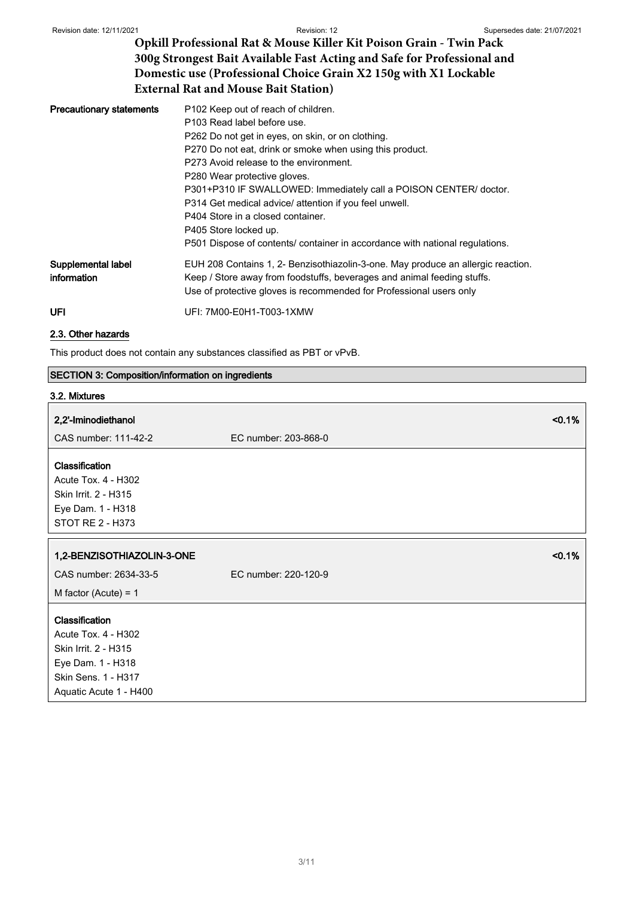| Precautionary statements | P102 Keep out of reach of children.<br>P103 Read label before use.<br>P262 Do not get in eyes, on skin, or on clothing.<br>P270 Do not eat, drink or smoke when using this product.<br>P273 Avoid release to the environment.<br>P280 Wear protective gloves.<br>P301+P310 IF SWALLOWED: Immediately call a POISON CENTER/ doctor.<br>P314 Get medical advice/ attention if you feel unwell.<br>P404 Store in a closed container.<br>P405 Store locked up.<br>P501 Dispose of contents/ container in accordance with national regulations. |
|---|---|
| Supplemental label information | EUH 208 Contains 1, 2- Benzisothiazolin-3-one. May produce an allergic reaction.<br>Keep / Store away from foodstuffs, beverages and animal feeding stuffs.<br>Use of protective gloves is recommended for Professional users only |
| UFI | UFI: 7M00-E0H1-T003-1XMW |

### 2.3. Other hazards

This product does not contain any substances classified as PBT or vPvB.

## SECTION 3: Composition/information on ingredients

### 3.2. Mixtures

**2,2'-Iminodiethanol** <0.1%

CAS number: 111-42-2 EC number: 203-868-0

**Classification**
Acute Tox. 4 - H302
Skin Irrit. 2 - H315
Eye Dam. 1 - H318
STOT RE 2 - H373

**1,2-BENZISOTHIAZOLIN-3-ONE** <0.1%

CAS number: 2634-33-5 EC number: 220-120-9

M factor (Acute) = 1

**Classification**
Acute Tox. 4 - H302
Skin Irrit. 2 - H315
Eye Dam. 1 - H318
Skin Sens. 1 - H317
Aquatic Acute 1 - H400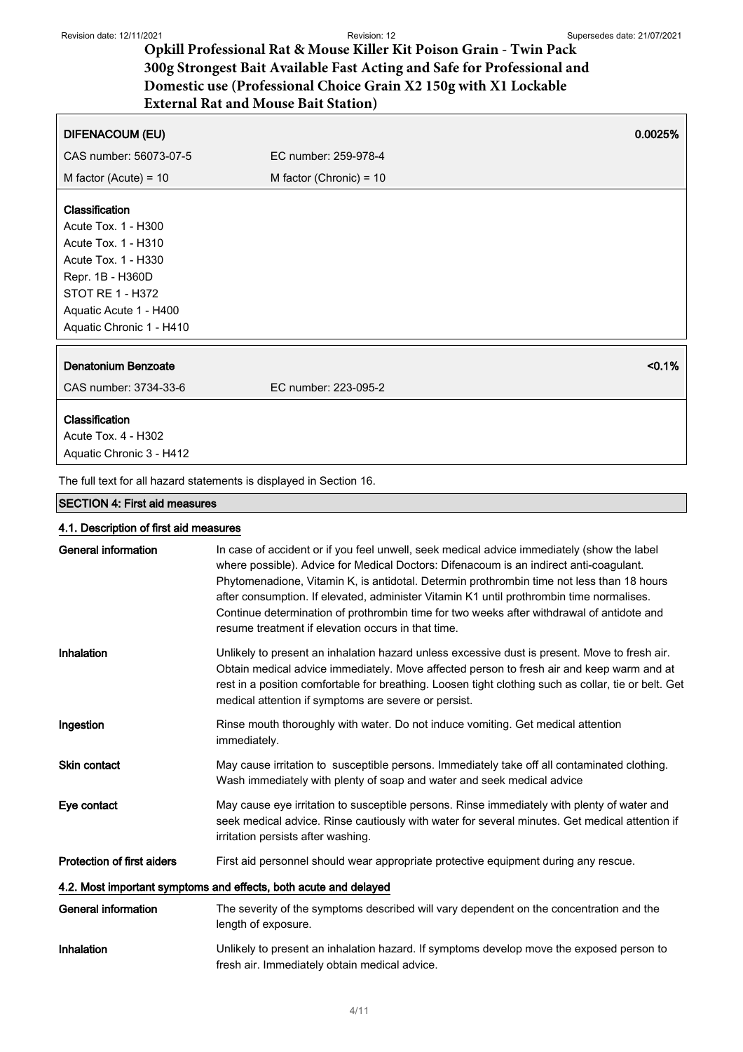| DIFENACOUM (EU) | | 0.0025% |
|---|---|---|
| CAS number: 56073-07-5 | EC number: 259-978-4 | |
| M factor (Acute) = 10 | M factor (Chronic) = 10 | |

**Classification**
Acute Tox. 1 - H300
Acute Tox. 1 - H310
Acute Tox. 1 - H330
Repr. 1B - H360D
STOT RE 1 - H372
Aquatic Acute 1 - H400
Aquatic Chronic 1 - H410

| Denatonium Benzoate | | <0.1% |
|---|---|---|
| CAS number: 3734-33-6 | EC number: 223-095-2 | |

**Classification**
Acute Tox. 4 - H302
Aquatic Chronic 3 - H412

The full text for all hazard statements is displayed in Section 16.

## SECTION 4: First aid measures

### 4.1. Description of first aid measures

**General information** In case of accident or if you feel unwell, seek medical advice immediately (show the label where possible). Advice for Medical Doctors: Difenacoum is an indirect anti-coagulant. Phytomenadione, Vitamin K, is antidotal. Determin prothrombin time not less than 18 hours after consumption. If elevated, administer Vitamin K1 until prothrombin time normalises. Continue determination of prothrombin time for two weeks after withdrawal of antidote and resume treatment if elevation occurs in that time.

**Inhalation** Unlikely to present an inhalation hazard unless excessive dust is present. Move to fresh air. Obtain medical advice immediately. Move affected person to fresh air and keep warm and at rest in a position comfortable for breathing. Loosen tight clothing such as collar, tie or belt. Get medical attention if symptoms are severe or persist.

**Ingestion** Rinse mouth thoroughly with water. Do not induce vomiting. Get medical attention immediately.

**Skin contact** May cause irritation to susceptible persons. Immediately take off all contaminated clothing. Wash immediately with plenty of soap and water and seek medical advice

**Eye contact** May cause eye irritation to susceptible persons. Rinse immediately with plenty of water and seek medical advice. Rinse cautiously with water for several minutes. Get medical attention if irritation persists after washing.

**Protection of first aiders** First aid personnel should wear appropriate protective equipment during any rescue.

### 4.2. Most important symptoms and effects, both acute and delayed

**General information** The severity of the symptoms described will vary dependent on the concentration and the length of exposure.

**Inhalation** Unlikely to present an inhalation hazard. If symptoms develop move the exposed person to fresh air. Immediately obtain medical advice.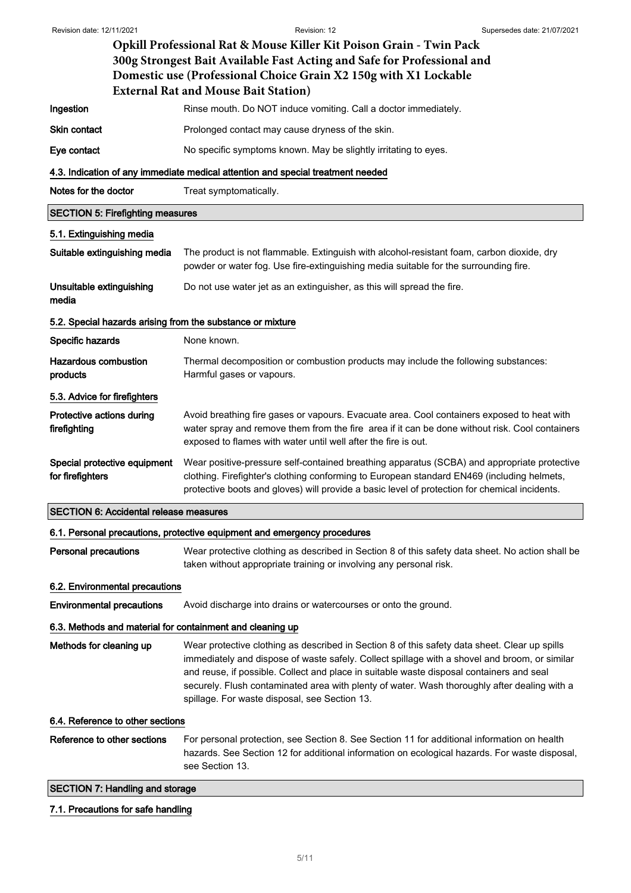| | |
|---|---|
| **Ingestion** | Rinse mouth. Do NOT induce vomiting. Call a doctor immediately. |
| **Skin contact** | Prolonged contact may cause dryness of the skin. |
| **Eye contact** | No specific symptoms known. May be slightly irritating to eyes. |

### 4.3. Indication of any immediate medical attention and special treatment needed

| | |
|---|---|
| **Notes for the doctor** | Treat symptomatically. |

## SECTION 5: Firefighting measures

### 5.1. Extinguishing media

| | |
|---|---|
| **Suitable extinguishing media** | The product is not flammable. Extinguish with alcohol-resistant foam, carbon dioxide, dry powder or water fog. Use fire-extinguishing media suitable for the surrounding fire. |
| **Unsuitable extinguishing media** | Do not use water jet as an extinguisher, as this will spread the fire. |

### 5.2. Special hazards arising from the substance or mixture

| | |
|---|---|
| **Specific hazards** | None known. |
| **Hazardous combustion products** | Thermal decomposition or combustion products may include the following substances: Harmful gases or vapours. |

### 5.3. Advice for firefighters

| | |
|---|---|
| **Protective actions during firefighting** | Avoid breathing fire gases or vapours. Evacuate area. Cool containers exposed to heat with water spray and remove them from the fire area if it can be done without risk. Cool containers exposed to flames with water until well after the fire is out. |
| **Special protective equipment for firefighters** | Wear positive-pressure self-contained breathing apparatus (SCBA) and appropriate protective clothing. Firefighter's clothing conforming to European standard EN469 (including helmets, protective boots and gloves) will provide a basic level of protection for chemical incidents. |

## SECTION 6: Accidental release measures

### 6.1. Personal precautions, protective equipment and emergency procedures

| | |
|---|---|
| **Personal precautions** | Wear protective clothing as described in Section 8 of this safety data sheet. No action shall be taken without appropriate training or involving any personal risk. |

### 6.2. Environmental precautions

| | |
|---|---|
| **Environmental precautions** | Avoid discharge into drains or watercourses or onto the ground. |

### 6.3. Methods and material for containment and cleaning up

| | |
|---|---|
| **Methods for cleaning up** | Wear protective clothing as described in Section 8 of this safety data sheet. Clear up spills immediately and dispose of waste safely. Collect spillage with a shovel and broom, or similar and reuse, if possible. Collect and place in suitable waste disposal containers and seal securely. Flush contaminated area with plenty of water. Wash thoroughly after dealing with a spillage. For waste disposal, see Section 13. |

### 6.4. Reference to other sections

| | |
|---|---|
| **Reference to other sections** | For personal protection, see Section 8. See Section 11 for additional information on health hazards. See Section 12 for additional information on ecological hazards. For waste disposal, see Section 13. |

## SECTION 7: Handling and storage

### 7.1. Precautions for safe handling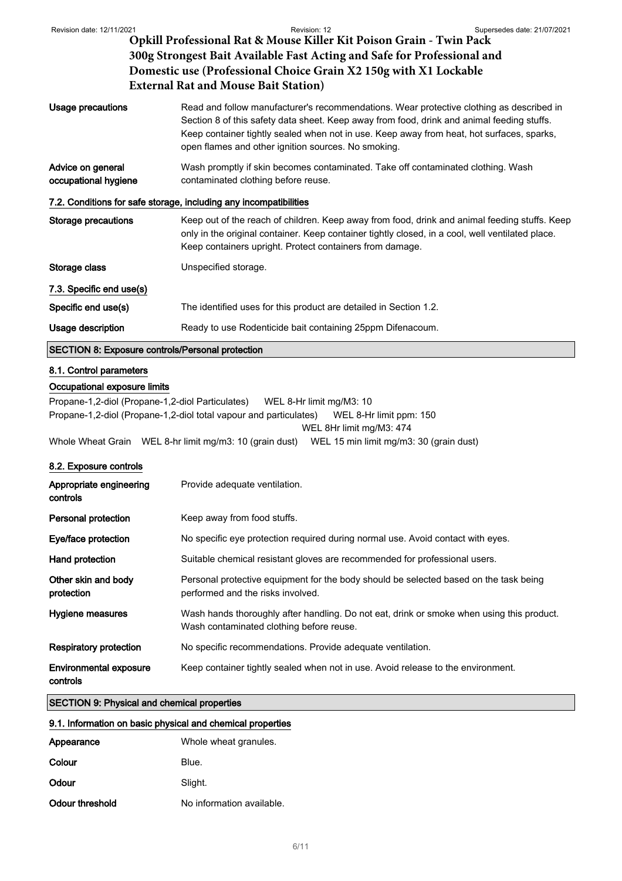| | |
|---|---|
| **Usage precautions** | Read and follow manufacturer's recommendations. Wear protective clothing as described in Section 8 of this safety data sheet. Keep away from food, drink and animal feeding stuffs. Keep container tightly sealed when not in use. Keep away from heat, hot surfaces, sparks, open flames and other ignition sources. No smoking. |
| **Advice on general occupational hygiene** | Wash promptly if skin becomes contaminated. Take off contaminated clothing. Wash contaminated clothing before reuse. |

### 7.2. Conditions for safe storage, including any incompatibilities

| | |
|---|---|
| **Storage precautions** | Keep out of the reach of children. Keep away from food, drink and animal feeding stuffs. Keep only in the original container. Keep container tightly closed, in a cool, well ventilated place. Keep containers upright. Protect containers from damage. |
| **Storage class** | Unspecified storage. |

### 7.3. Specific end use(s)

| | |
|---|---|
| **Specific end use(s)** | The identified uses for this product are detailed in Section 1.2. |
| **Usage description** | Ready to use Rodenticide bait containing 25ppm Difenacoum. |

## SECTION 8: Exposure controls/Personal protection

### 8.1. Control parameters

**Occupational exposure limits**

Propane-1,2-diol (Propane-1,2-diol Particulates) WEL 8-Hr limit mg/M3: 10

Propane-1,2-diol (Propane-1,2-diol total vapour and particulates) WEL 8-Hr limit ppm: 150
WEL 8Hr limit mg/M3: 474

Whole Wheat Grain WEL 8-hr limit mg/m3: 10 (grain dust) WEL 15 min limit mg/m3: 30 (grain dust)

### 8.2. Exposure controls

| | |
|---|---|
| **Appropriate engineering controls** | Provide adequate ventilation. |
| **Personal protection** | Keep away from food stuffs. |
| **Eye/face protection** | No specific eye protection required during normal use. Avoid contact with eyes. |
| **Hand protection** | Suitable chemical resistant gloves are recommended for professional users. |
| **Other skin and body protection** | Personal protective equipment for the body should be selected based on the task being performed and the risks involved. |
| **Hygiene measures** | Wash hands thoroughly after handling. Do not eat, drink or smoke when using this product. Wash contaminated clothing before reuse. |
| **Respiratory protection** | No specific recommendations. Provide adequate ventilation. |
| **Environmental exposure controls** | Keep container tightly sealed when not in use. Avoid release to the environment. |

## SECTION 9: Physical and chemical properties

### 9.1. Information on basic physical and chemical properties

| | |
|---|---|
| **Appearance** | Whole wheat granules. |
| **Colour** | Blue. |
| **Odour** | Slight. |
| **Odour threshold** | No information available. |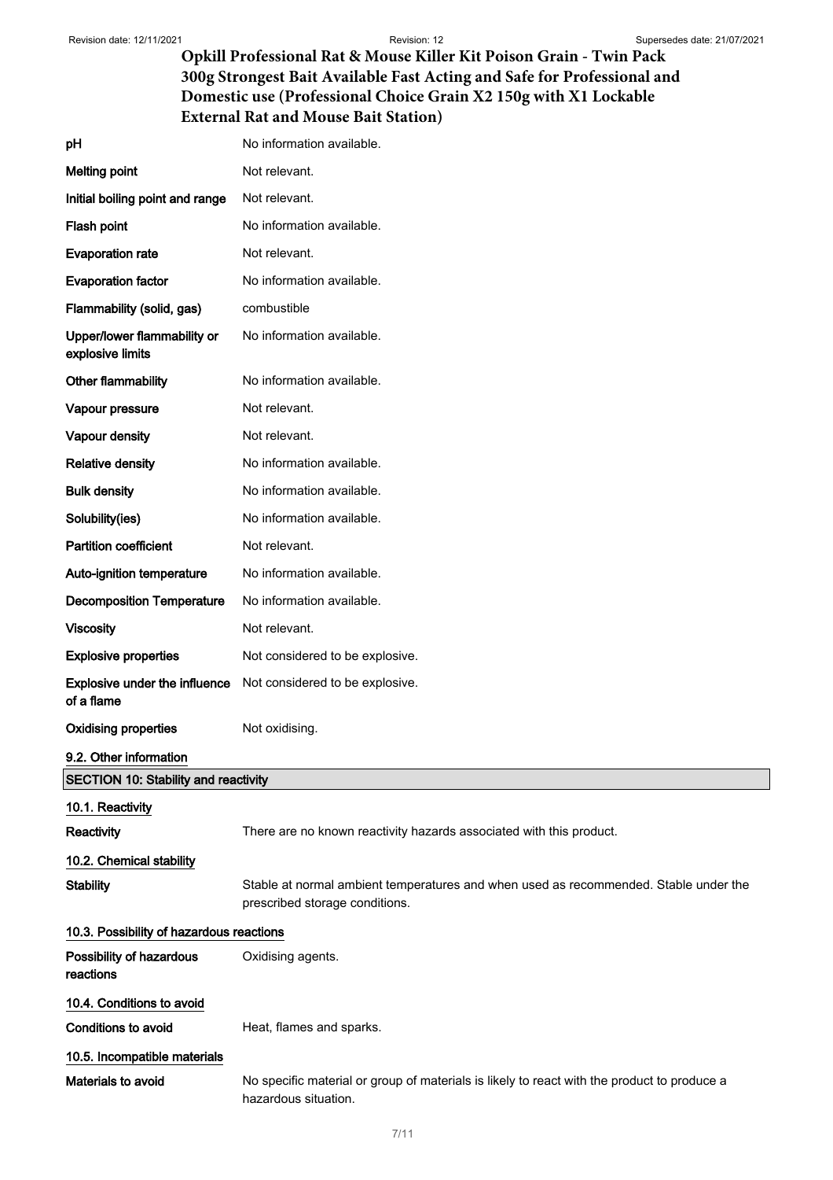| | |
|---|---|
| **pH** | No information available. |
| **Melting point** | Not relevant. |
| **Initial boiling point and range** | Not relevant. |
| **Flash point** | No information available. |
| **Evaporation rate** | Not relevant. |
| **Evaporation factor** | No information available. |
| **Flammability (solid, gas)** | combustible |
| **Upper/lower flammability or explosive limits** | No information available. |
| **Other flammability** | No information available. |
| **Vapour pressure** | Not relevant. |
| **Vapour density** | Not relevant. |
| **Relative density** | No information available. |
| **Bulk density** | No information available. |
| **Solubility(ies)** | No information available. |
| **Partition coefficient** | Not relevant. |
| **Auto-ignition temperature** | No information available. |
| **Decomposition Temperature** | No information available. |
| **Viscosity** | Not relevant. |
| **Explosive properties** | Not considered to be explosive. |
| **Explosive under the influence of a flame** | Not considered to be explosive. |
| **Oxidising properties** | Not oxidising. |

### 9.2. Other information

## SECTION 10: Stability and reactivity

### 10.1. Reactivity

**Reactivity** There are no known reactivity hazards associated with this product.

### 10.2. Chemical stability

**Stability** Stable at normal ambient temperatures and when used as recommended. Stable under the prescribed storage conditions.

### 10.3. Possibility of hazardous reactions

**Possibility of hazardous reactions** Oxidising agents.

### 10.4. Conditions to avoid

**Conditions to avoid** Heat, flames and sparks.

### 10.5. Incompatible materials

**Materials to avoid** No specific material or group of materials is likely to react with the product to produce a hazardous situation.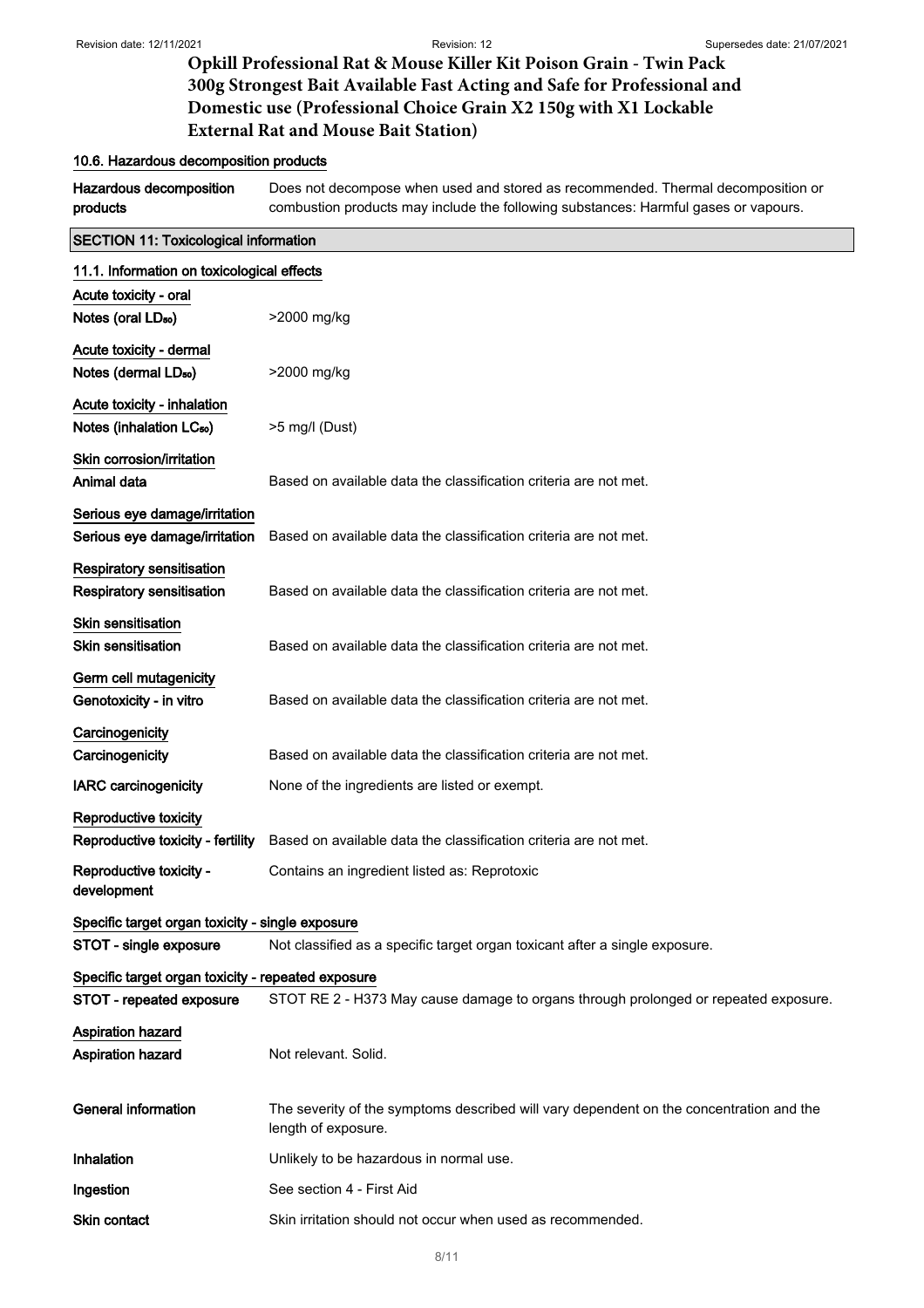### 10.6. Hazardous decomposition products

| | |
|---|---|
| Hazardous decomposition products | Does not decompose when used and stored as recommended. Thermal decomposition or combustion products may include the following substances: Harmful gases or vapours. |

## SECTION 11: Toxicological information

### 11.1. Information on toxicological effects

**Acute toxicity - oral**

| | |
|---|---|
| Notes (oral $LD_{50}$) | >2000 mg/kg |

**Acute toxicity - dermal**

| | |
|---|---|
| Notes (dermal $LD_{50}$) | >2000 mg/kg |

**Acute toxicity - inhalation**

| | |
|---|---|
| Notes (inhalation $LC_{50}$) | >5 mg/l (Dust) |

**Skin corrosion/irritation**

| | |
|---|---|
| Animal data | Based on available data the classification criteria are not met. |

**Serious eye damage/irritation**

| | |
|---|---|
| Serious eye damage/irritation | Based on available data the classification criteria are not met. |

**Respiratory sensitisation**

| | |
|---|---|
| Respiratory sensitisation | Based on available data the classification criteria are not met. |

**Skin sensitisation**

| | |
|---|---|
| Skin sensitisation | Based on available data the classification criteria are not met. |

**Germ cell mutagenicity**

| | |
|---|---|
| Genotoxicity - in vitro | Based on available data the classification criteria are not met. |

**Carcinogenicity**

| | |
|---|---|
| Carcinogenicity | Based on available data the classification criteria are not met. |
| IARC carcinogenicity | None of the ingredients are listed or exempt. |

**Reproductive toxicity**

| | |
|---|---|
| Reproductive toxicity - fertility | Based on available data the classification criteria are not met. |
| Reproductive toxicity - development | Contains an ingredient listed as: Reprotoxic |

**Specific target organ toxicity - single exposure**

| | |
|---|---|
| STOT - single exposure | Not classified as a specific target organ toxicant after a single exposure. |

**Specific target organ toxicity - repeated exposure**

| | |
|---|---|
| STOT - repeated exposure | STOT RE 2 - H373 May cause damage to organs through prolonged or repeated exposure. |

**Aspiration hazard**

| | |
|---|---|
| Aspiration hazard | Not relevant. Solid. |

| | |
|---|---|
| General information | The severity of the symptoms described will vary dependent on the concentration and the length of exposure. |
| Inhalation | Unlikely to be hazardous in normal use. |
| Ingestion | See section 4 - First Aid |
| Skin contact | Skin irritation should not occur when used as recommended. |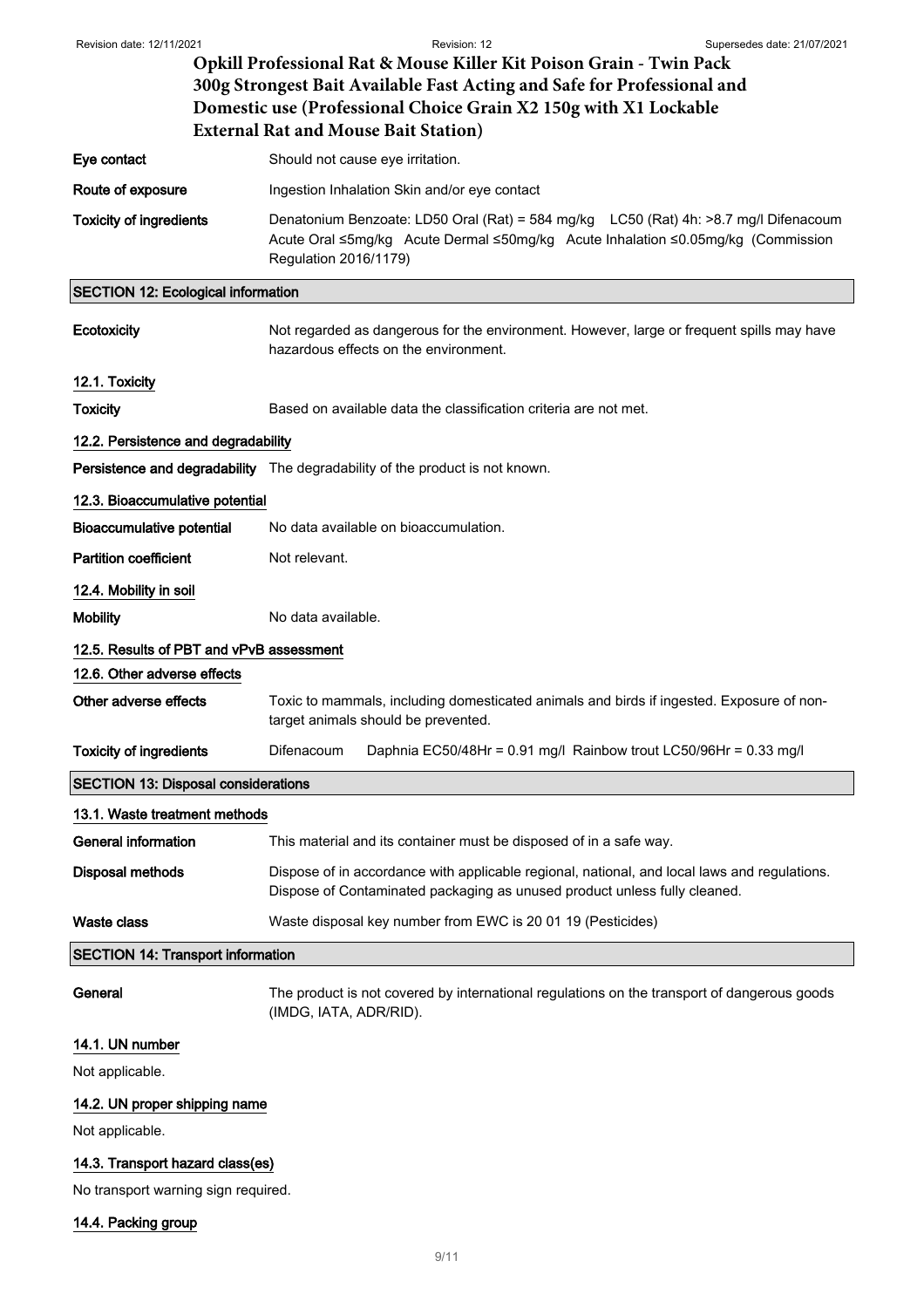| | |
|---|---|
| **Eye contact** | Should not cause eye irritation. |
| **Route of exposure** | Ingestion Inhalation Skin and/or eye contact |
| **Toxicity of ingredients** | Denatonium Benzoate: LD50 Oral (Rat) = 584 mg/kg LC50 (Rat) 4h: >8.7 mg/l Difenacoum Acute Oral ≤5mg/kg Acute Dermal ≤50mg/kg Acute Inhalation ≤0.05mg/kg (Commission Regulation 2016/1179) |

## SECTION 12: Ecological information

| | |
|---|---|
| **Ecotoxicity** | Not regarded as dangerous for the environment. However, large or frequent spills may have hazardous effects on the environment. |

### 12.1. Toxicity

| | |
|---|---|
| **Toxicity** | Based on available data the classification criteria are not met. |

### 12.2. Persistence and degradability

| | |
|---|---|
| **Persistence and degradability** | The degradability of the product is not known. |

### 12.3. Bioaccumulative potential

| | |
|---|---|
| **Bioaccumulative potential** | No data available on bioaccumulation. |
| **Partition coefficient** | Not relevant. |

### 12.4. Mobility in soil

| | |
|---|---|
| **Mobility** | No data available. |

### 12.5. Results of PBT and vPvB assessment

### 12.6. Other adverse effects

| | |
|---|---|
| **Other adverse effects** | Toxic to mammals, including domesticated animals and birds if ingested. Exposure of non-target animals should be prevented. |
| **Toxicity of ingredients** | Difenacoum Daphnia EC50/48Hr = 0.91 mg/l Rainbow trout LC50/96Hr = 0.33 mg/l |

## SECTION 13: Disposal considerations

### 13.1. Waste treatment methods

| | |
|---|---|
| **General information** | This material and its container must be disposed of in a safe way. |
| **Disposal methods** | Dispose of in accordance with applicable regional, national, and local laws and regulations. Dispose of Contaminated packaging as unused product unless fully cleaned. |
| **Waste class** | Waste disposal key number from EWC is 20 01 19 (Pesticides) |

## SECTION 14: Transport information

| | |
|---|---|
| **General** | The product is not covered by international regulations on the transport of dangerous goods (IMDG, IATA, ADR/RID). |

### 14.1. UN number

Not applicable.

### 14.2. UN proper shipping name

Not applicable.

### 14.3. Transport hazard class(es)

No transport warning sign required.

### 14.4. Packing group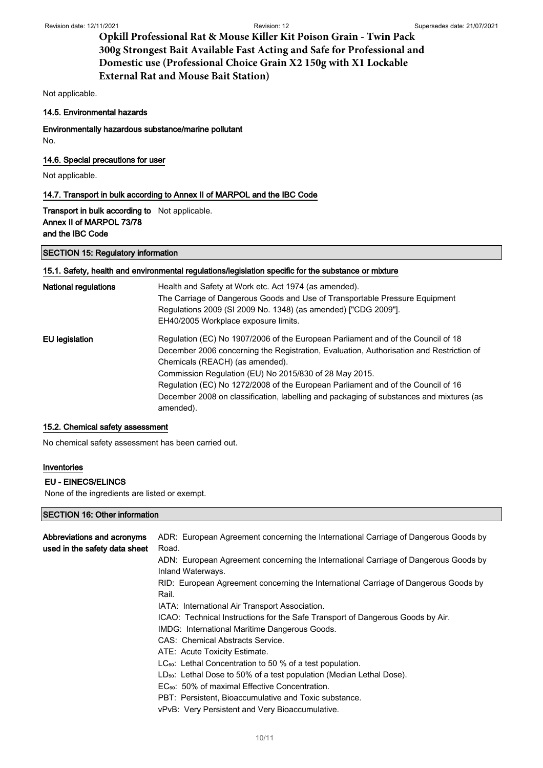Not applicable.

### 14.5. Environmental hazards

**Environmentally hazardous substance/marine pollutant**

No.

### 14.6. Special precautions for user

Not applicable.

### 14.7. Transport in bulk according to Annex II of MARPOL and the IBC Code

| | |
|---|---|
| **Transport in bulk according to Annex II of MARPOL 73/78 and the IBC Code** | Not applicable. |

## SECTION 15: Regulatory information

### 15.1. Safety, health and environmental regulations/legislation specific for the substance or mixture

| | |
|---|---|
| **National regulations** | Health and Safety at Work etc. Act 1974 (as amended). The Carriage of Dangerous Goods and Use of Transportable Pressure Equipment Regulations 2009 (SI 2009 No. 1348) (as amended) ["CDG 2009"]. EH40/2005 Workplace exposure limits. |
| **EU legislation** | Regulation (EC) No 1907/2006 of the European Parliament and of the Council of 18 December 2006 concerning the Registration, Evaluation, Authorisation and Restriction of Chemicals (REACH) (as amended). Commission Regulation (EU) No 2015/830 of 28 May 2015. Regulation (EC) No 1272/2008 of the European Parliament and of the Council of 16 December 2008 on classification, labelling and packaging of substances and mixtures (as amended). |

### 15.2. Chemical safety assessment

No chemical safety assessment has been carried out.

### Inventories

**EU - EINECS/ELINCS**

None of the ingredients are listed or exempt.

## SECTION 16: Other information

**Abbreviations and acronyms used in the safety data sheet**

ADR: European Agreement concerning the International Carriage of Dangerous Goods by Road.
ADN: European Agreement concerning the International Carriage of Dangerous Goods by Inland Waterways.
RID: European Agreement concerning the International Carriage of Dangerous Goods by Rail.
IATA: International Air Transport Association.
ICAO: Technical Instructions for the Safe Transport of Dangerous Goods by Air.
IMDG: International Maritime Dangerous Goods.
CAS: Chemical Abstracts Service.
ATE: Acute Toxicity Estimate.
$LC_{50}$: Lethal Concentration to 50 % of a test population.
$LD_{50}$: Lethal Dose to 50% of a test population (Median Lethal Dose).
$EC_{50}$: 50% of maximal Effective Concentration.
PBT: Persistent, Bioaccumulative and Toxic substance.
vPvB: Very Persistent and Very Bioaccumulative.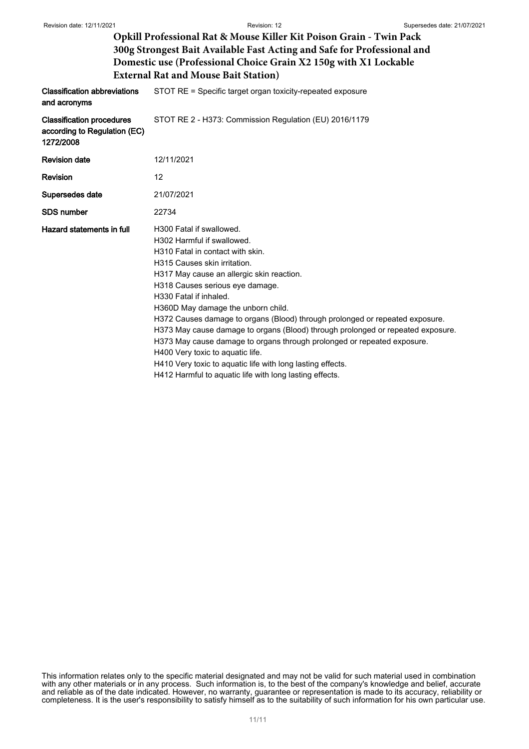| | |
|---|---|
| **Classification abbreviations and acronyms** | STOT RE = Specific target organ toxicity-repeated exposure |
| **Classification procedures according to Regulation (EC) 1272/2008** | STOT RE 2 - H373: Commission Regulation (EU) 2016/1179 |
| **Revision date** | 12/11/2021 |
| **Revision** | 12 |
| **Supersedes date** | 21/07/2021 |
| **SDS number** | 22734 |
| **Hazard statements in full** | H300 Fatal if swallowed.<br>H302 Harmful if swallowed.<br>H310 Fatal in contact with skin.<br>H315 Causes skin irritation.<br>H317 May cause an allergic skin reaction.<br>H318 Causes serious eye damage.<br>H330 Fatal if inhaled.<br>H360D May damage the unborn child.<br>H372 Causes damage to organs (Blood) through prolonged or repeated exposure.<br>H373 May cause damage to organs (Blood) through prolonged or repeated exposure.<br>H373 May cause damage to organs through prolonged or repeated exposure.<br>H400 Very toxic to aquatic life.<br>H410 Very toxic to aquatic life with long lasting effects.<br>H412 Harmful to aquatic life with long lasting effects. |

This information relates only to the specific material designated and may not be valid for such material used in combination with any other materials or in any process. Such information is, to the best of the company's knowledge and belief, accurate and reliable as of the date indicated. However, no warranty, guarantee or representation is made to its accuracy, reliability or completeness. It is the user's responsibility to satisfy himself as to the suitability of such information for his own particular use.